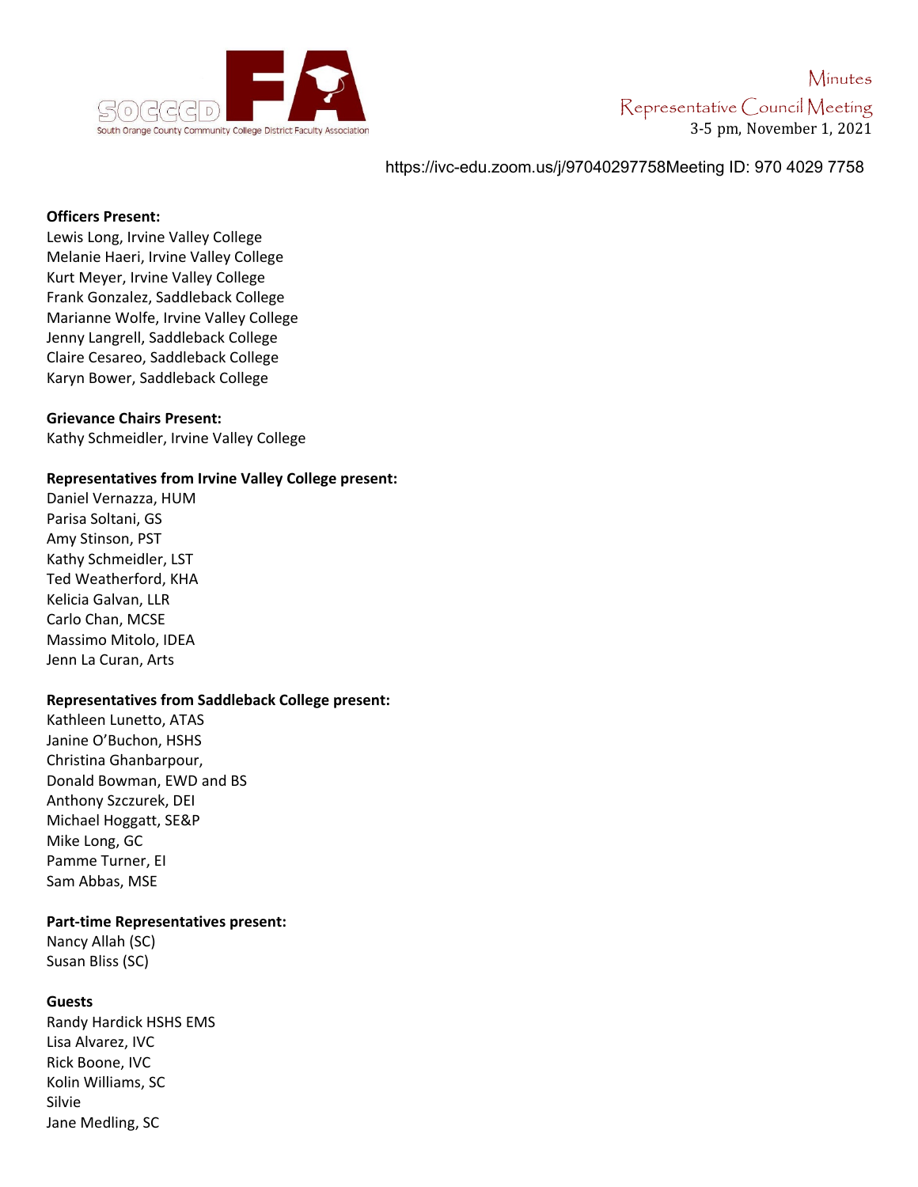SOCCCD FA
South Orange County Community College District Faculty Association

# Minutes
## Representative Council Meeting
3-5 pm, November 1, 2021

https://ivc-edu.zoom.us/j/97040297758Meeting ID: 970 4029 7758

**Officers Present:**
Lewis Long, Irvine Valley College
Melanie Haeri, Irvine Valley College
Kurt Meyer, Irvine Valley College
Frank Gonzalez, Saddleback College
Marianne Wolfe, Irvine Valley College
Jenny Langrell, Saddleback College
Claire Cesareo, Saddleback College
Karyn Bower, Saddleback College

**Grievance Chairs Present:**
Kathy Schmeidler, Irvine Valley College

**Representatives from Irvine Valley College present:**
Daniel Vernazza, HUM
Parisa Soltani, GS
Amy Stinson, PST
Kathy Schmeidler, LST
Ted Weatherford, KHA
Kelicia Galvan, LLR
Carlo Chan, MCSE
Massimo Mitolo, IDEA
Jenn La Curan, Arts

**Representatives from Saddleback College present:**
Kathleen Lunetto, ATAS
Janine O'Buchon, HSHS
Christina Ghanbarpour,
Donald Bowman, EWD and BS
Anthony Szczurek, DEI
Michael Hoggatt, SE&P
Mike Long, GC
Pamme Turner, EI
Sam Abbas, MSE

**Part-time Representatives present:**
Nancy Allah (SC)
Susan Bliss (SC)

**Guests**
Randy Hardick HSHS EMS
Lisa Alvarez, IVC
Rick Boone, IVC
Kolin Williams, SC
Silvie
Jane Medling, SC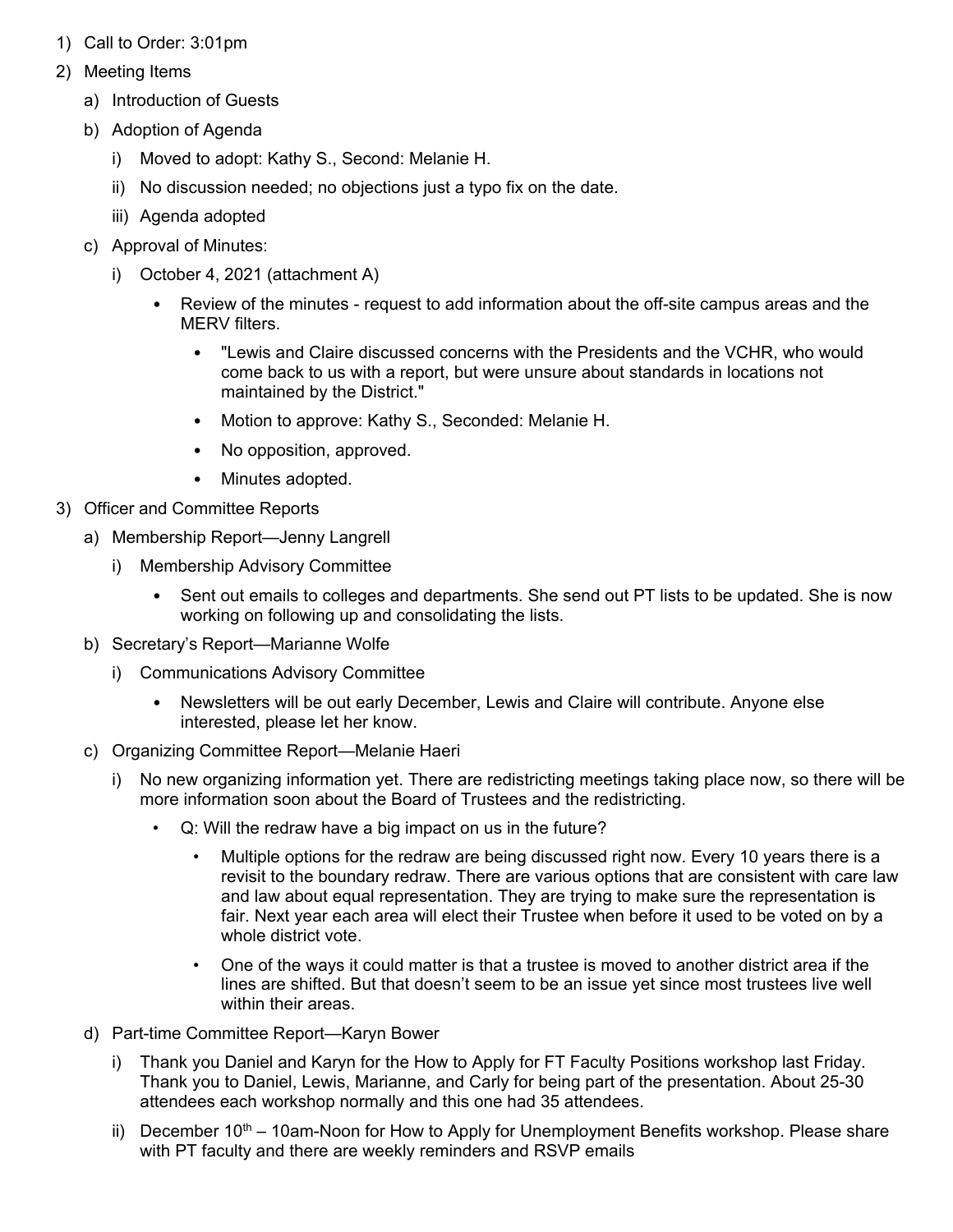1) Call to Order: 3:01pm
2) Meeting Items
   a) Introduction of Guests
   b) Adoption of Agenda
      i) Moved to adopt: Kathy S., Second: Melanie H.
      ii) No discussion needed; no objections just a typo fix on the date.
      iii) Agenda adopted
   c) Approval of Minutes:
      i) October 4, 2021 (attachment A)
         - Review of the minutes - request to add information about the off-site campus areas and the MERV filters.
            - "Lewis and Claire discussed concerns with the Presidents and the VCHR, who would come back to us with a report, but were unsure about standards in locations not maintained by the District."
            - Motion to approve: Kathy S., Seconded: Melanie H.
            - No opposition, approved.
            - Minutes adopted.
3) Officer and Committee Reports
   a) Membership Report—Jenny Langrell
      i) Membership Advisory Committee
         - Sent out emails to colleges and departments. She send out PT lists to be updated. She is now working on following up and consolidating the lists.
   b) Secretary's Report—Marianne Wolfe
      i) Communications Advisory Committee
         - Newsletters will be out early December, Lewis and Claire will contribute. Anyone else interested, please let her know.
   c) Organizing Committee Report—Melanie Haeri
      i) No new organizing information yet. There are redistricting meetings taking place now, so there will be more information soon about the Board of Trustees and the redistricting.
         - Q: Will the redraw have a big impact on us in the future?
            - Multiple options for the redraw are being discussed right now. Every 10 years there is a revisit to the boundary redraw. There are various options that are consistent with care law and law about equal representation. They are trying to make sure the representation is fair. Next year each area will elect their Trustee when before it used to be voted on by a whole district vote.
            - One of the ways it could matter is that a trustee is moved to another district area if the lines are shifted. But that doesn't seem to be an issue yet since most trustees live well within their areas.
   d) Part-time Committee Report—Karyn Bower
      i) Thank you Daniel and Karyn for the How to Apply for FT Faculty Positions workshop last Friday. Thank you to Daniel, Lewis, Marianne, and Carly for being part of the presentation. About 25-30 attendees each workshop normally and this one had 35 attendees.
      ii) December 10th – 10am-Noon for How to Apply for Unemployment Benefits workshop. Please share with PT faculty and there are weekly reminders and RSVP emails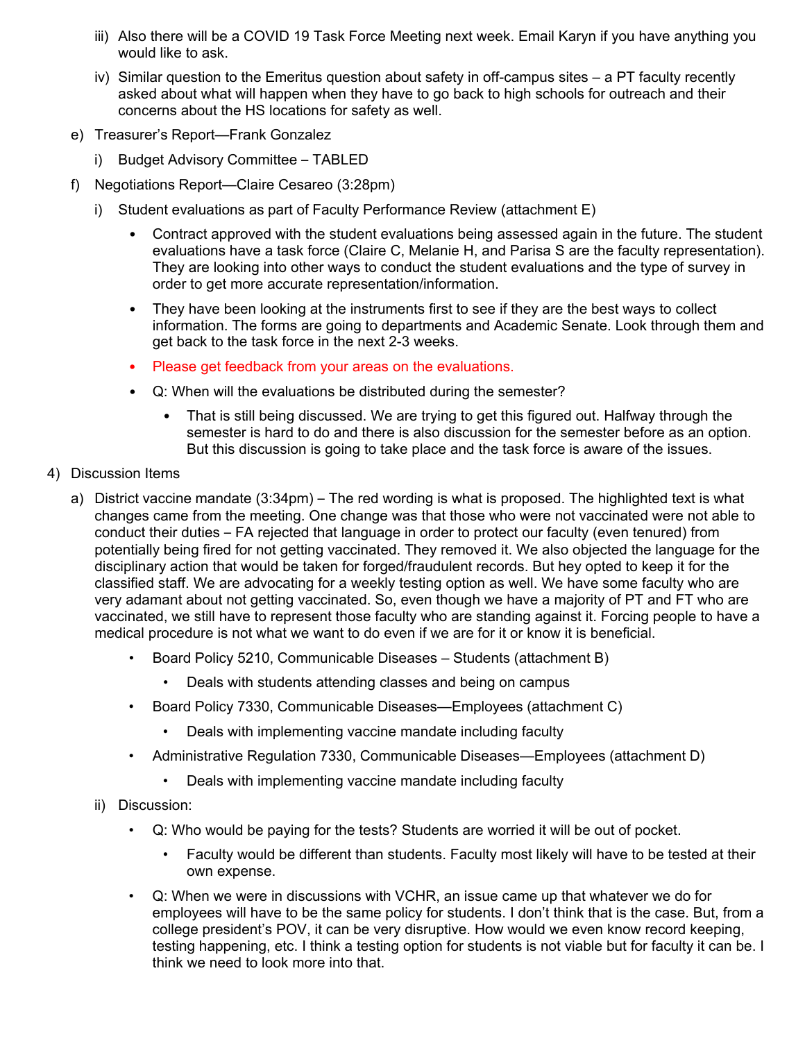- iii) Also there will be a COVID 19 Task Force Meeting next week. Email Karyn if you have anything you would like to ask.
- iv) Similar question to the Emeritus question about safety in off-campus sites – a PT faculty recently asked about what will happen when they have to go back to high schools for outreach and their concerns about the HS locations for safety as well.

e) Treasurer's Report—Frank Gonzalez

- i) Budget Advisory Committee – TABLED

f) Negotiations Report—Claire Cesareo (3:28pm)

- i) Student evaluations as part of Faculty Performance Review (attachment E)
  - Contract approved with the student evaluations being assessed again in the future. The student evaluations have a task force (Claire C, Melanie H, and Parisa S are the faculty representation). They are looking into other ways to conduct the student evaluations and the type of survey in order to get more accurate representation/information.
  - They have been looking at the instruments first to see if they are the best ways to collect information. The forms are going to departments and Academic Senate. Look through them and get back to the task force in the next 2-3 weeks.
  - Please get feedback from your areas on the evaluations.
  - Q: When will the evaluations be distributed during the semester?
    - That is still being discussed. We are trying to get this figured out. Halfway through the semester is hard to do and there is also discussion for the semester before as an option. But this discussion is going to take place and the task force is aware of the issues.

4) Discussion Items

a) District vaccine mandate (3:34pm) – The red wording is what is proposed. The highlighted text is what changes came from the meeting. One change was that those who were not vaccinated were not able to conduct their duties – FA rejected that language in order to protect our faculty (even tenured) from potentially being fired for not getting vaccinated. They removed it. We also objected the language for the disciplinary action that would be taken for forged/fraudulent records. But hey opted to keep it for the classified staff. We are advocating for a weekly testing option as well. We have some faculty who are very adamant about not getting vaccinated. So, even though we have a majority of PT and FT who are vaccinated, we still have to represent those faculty who are standing against it. Forcing people to have a medical procedure is not what we want to do even if we are for it or know it is beneficial.

- Board Policy 5210, Communicable Diseases – Students (attachment B)
  - Deals with students attending classes and being on campus
- Board Policy 7330, Communicable Diseases—Employees (attachment C)
  - Deals with implementing vaccine mandate including faculty
- Administrative Regulation 7330, Communicable Diseases—Employees (attachment D)
  - Deals with implementing vaccine mandate including faculty

ii) Discussion:

- Q: Who would be paying for the tests? Students are worried it will be out of pocket.
  - Faculty would be different than students. Faculty most likely will have to be tested at their own expense.
- Q: When we were in discussions with VCHR, an issue came up that whatever we do for employees will have to be the same policy for students. I don't think that is the case. But, from a college president's POV, it can be very disruptive. How would we even know record keeping, testing happening, etc. I think a testing option for students is not viable but for faculty it can be. I think we need to look more into that.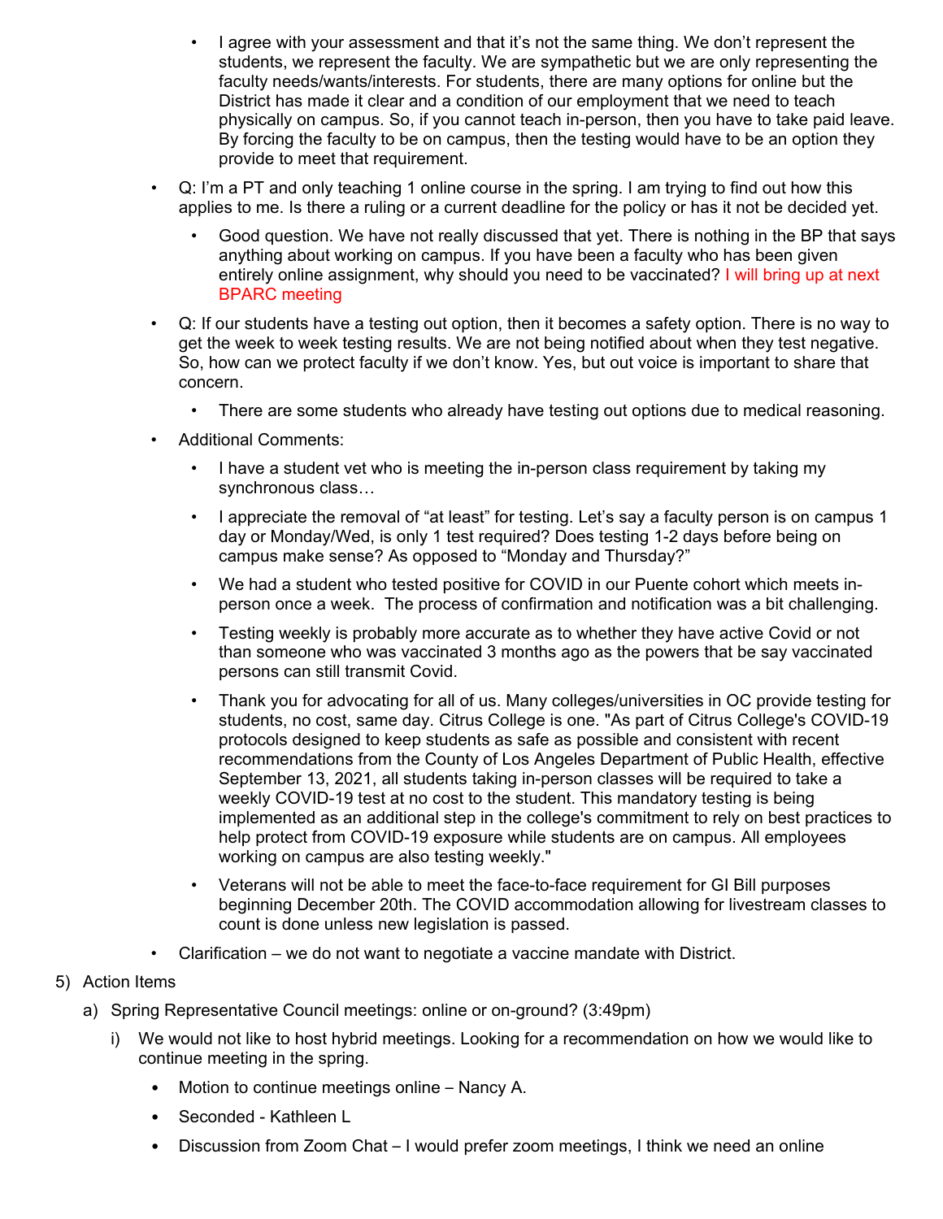- I agree with your assessment and that it's not the same thing. We don't represent the students, we represent the faculty. We are sympathetic but we are only representing the faculty needs/wants/interests. For students, there are many options for online but the District has made it clear and a condition of our employment that we need to teach physically on campus. So, if you cannot teach in-person, then you have to take paid leave. By forcing the faculty to be on campus, then the testing would have to be an option they provide to meet that requirement.

    - Q: I'm a PT and only teaching 1 online course in the spring. I am trying to find out how this applies to me. Is there a ruling or a current deadline for the policy or has it not be decided yet.
        - Good question. We have not really discussed that yet. There is nothing in the BP that says anything about working on campus. If you have been a faculty who has been given entirely online assignment, why should you need to be vaccinated? I will bring up at next BPARC meeting
    - Q: If our students have a testing out option, then it becomes a safety option. There is no way to get the week to week testing results. We are not being notified about when they test negative. So, how can we protect faculty if we don't know. Yes, but out voice is important to share that concern.
        - There are some students who already have testing out options due to medical reasoning.
    - Additional Comments:
        - I have a student vet who is meeting the in-person class requirement by taking my synchronous class…
        - I appreciate the removal of "at least" for testing. Let's say a faculty person is on campus 1 day or Monday/Wed, is only 1 test required? Does testing 1-2 days before being on campus make sense? As opposed to "Monday and Thursday?"
        - We had a student who tested positive for COVID in our Puente cohort which meets in-person once a week. The process of confirmation and notification was a bit challenging.
        - Testing weekly is probably more accurate as to whether they have active Covid or not than someone who was vaccinated 3 months ago as the powers that be say vaccinated persons can still transmit Covid.
        - Thank you for advocating for all of us. Many colleges/universities in OC provide testing for students, no cost, same day. Citrus College is one. "As part of Citrus College's COVID-19 protocols designed to keep students as safe as possible and consistent with recent recommendations from the County of Los Angeles Department of Public Health, effective September 13, 2021, all students taking in-person classes will be required to take a weekly COVID-19 test at no cost to the student. This mandatory testing is being implemented as an additional step in the college's commitment to rely on best practices to help protect from COVID-19 exposure while students are on campus. All employees working on campus are also testing weekly."
        - Veterans will not be able to meet the face-to-face requirement for GI Bill purposes beginning December 20th. The COVID accommodation allowing for livestream classes to count is done unless new legislation is passed.
    - Clarification – we do not want to negotiate a vaccine mandate with District.

5) Action Items
    a) Spring Representative Council meetings: online or on-ground? (3:49pm)
        i) We would not like to host hybrid meetings. Looking for a recommendation on how we would like to continue meeting in the spring.
            - Motion to continue meetings online – Nancy A.
            - Seconded - Kathleen L
            - Discussion from Zoom Chat – I would prefer zoom meetings, I think we need an online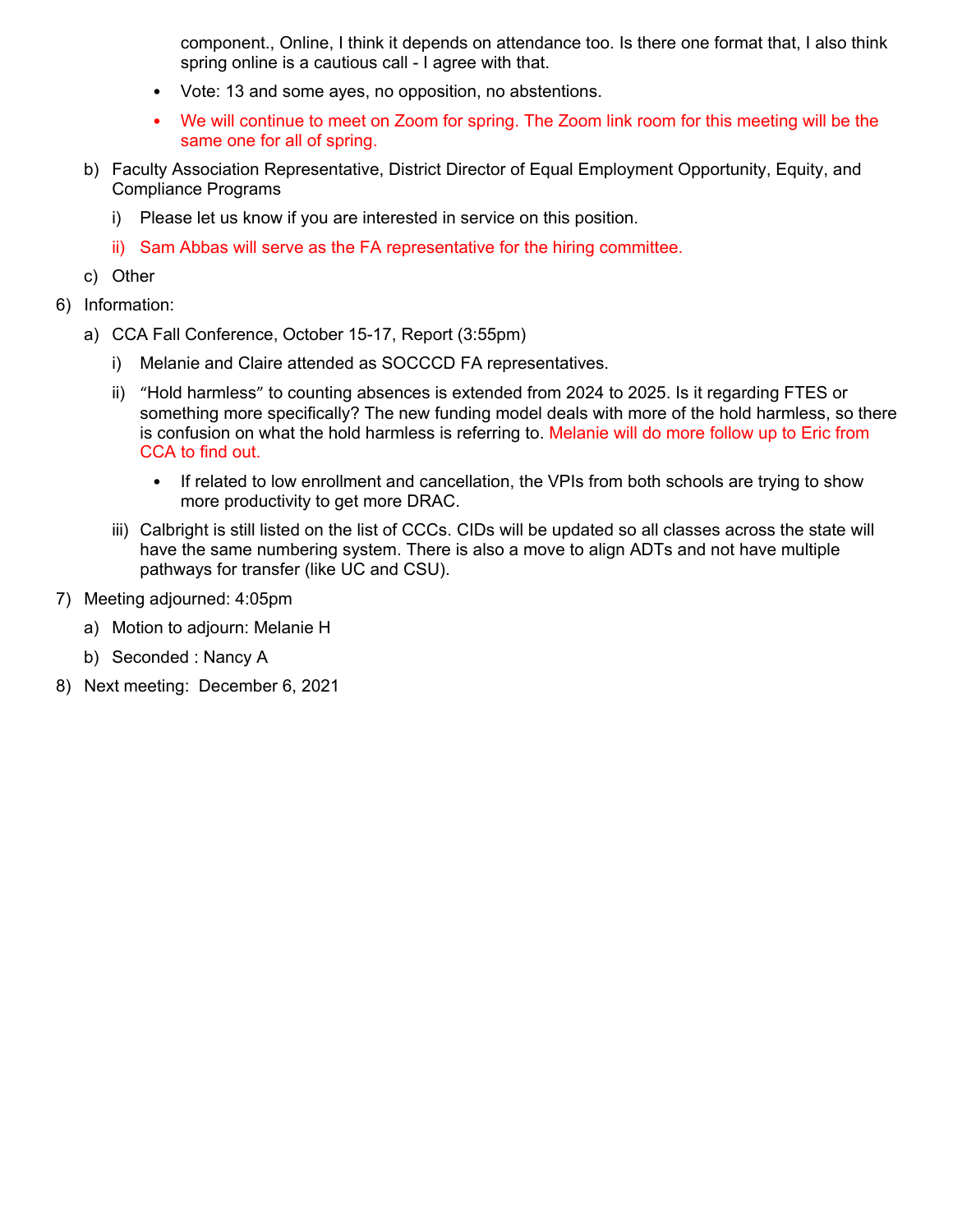component., Online, I think it depends on attendance too. Is there one format that, I also think spring online is a cautious call - I agree with that.

- Vote: 13 and some ayes, no opposition, no abstentions.
- We will continue to meet on Zoom for spring. The Zoom link room for this meeting will be the same one for all of spring.

b) Faculty Association Representative, District Director of Equal Employment Opportunity, Equity, and Compliance Programs

i) Please let us know if you are interested in service on this position.

ii) Sam Abbas will serve as the FA representative for the hiring committee.

c) Other

6) Information:

a) CCA Fall Conference, October 15-17, Report (3:55pm)

i) Melanie and Claire attended as SOCCCD FA representatives.

ii) "Hold harmless" to counting absences is extended from 2024 to 2025. Is it regarding FTES or something more specifically? The new funding model deals with more of the hold harmless, so there is confusion on what the hold harmless is referring to. Melanie will do more follow up to Eric from CCA to find out.

- If related to low enrollment and cancellation, the VPIs from both schools are trying to show more productivity to get more DRAC.

iii) Calbright is still listed on the list of CCCs. CIDs will be updated so all classes across the state will have the same numbering system. There is also a move to align ADTs and not have multiple pathways for transfer (like UC and CSU).

7) Meeting adjourned: 4:05pm

a) Motion to adjourn: Melanie H

b) Seconded : Nancy A

8) Next meeting: December 6, 2021